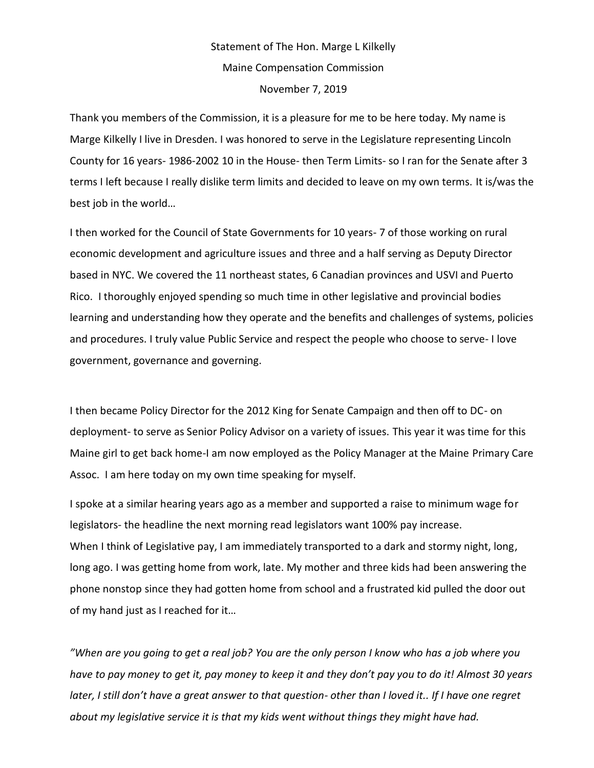Statement of The Hon. Marge L Kilkelly

Maine Compensation Commission

November 7, 2019

Thank you members of the Commission, it is a pleasure for me to be here today. My name is Marge Kilkelly I live in Dresden. I was honored to serve in the Legislature representing Lincoln County for 16 years- 1986-2002 10 in the House- then Term Limits- so I ran for the Senate after 3 terms I left because I really dislike term limits and decided to leave on my own terms. It is/was the best job in the world…

I then worked for the Council of State Governments for 10 years- 7 of those working on rural economic development and agriculture issues and three and a half serving as Deputy Director based in NYC. We covered the 11 northeast states, 6 Canadian provinces and USVI and Puerto Rico. I thoroughly enjoyed spending so much time in other legislative and provincial bodies learning and understanding how they operate and the benefits and challenges of systems, policies and procedures. I truly value Public Service and respect the people who choose to serve- I love government, governance and governing.

I then became Policy Director for the 2012 King for Senate Campaign and then off to DC- on deployment- to serve as Senior Policy Advisor on a variety of issues. This year it was time for this Maine girl to get back home-I am now employed as the Policy Manager at the Maine Primary Care Assoc. I am here today on my own time speaking for myself.

I spoke at a similar hearing years ago as a member and supported a raise to minimum wage for legislators- the headline the next morning read legislators want 100% pay increase.
When I think of Legislative pay, I am immediately transported to a dark and stormy night, long, long ago. I was getting home from work, late. My mother and three kids had been answering the phone nonstop since they had gotten home from school and a frustrated kid pulled the door out of my hand just as I reached for it…

*"When are you going to get a real job? You are the only person I know who has a job where you have to pay money to get it, pay money to keep it and they don't pay you to do it! Almost 30 years later, I still don't have a great answer to that question- other than I loved it.. If I have one regret about my legislative service it is that my kids went without things they might have had.*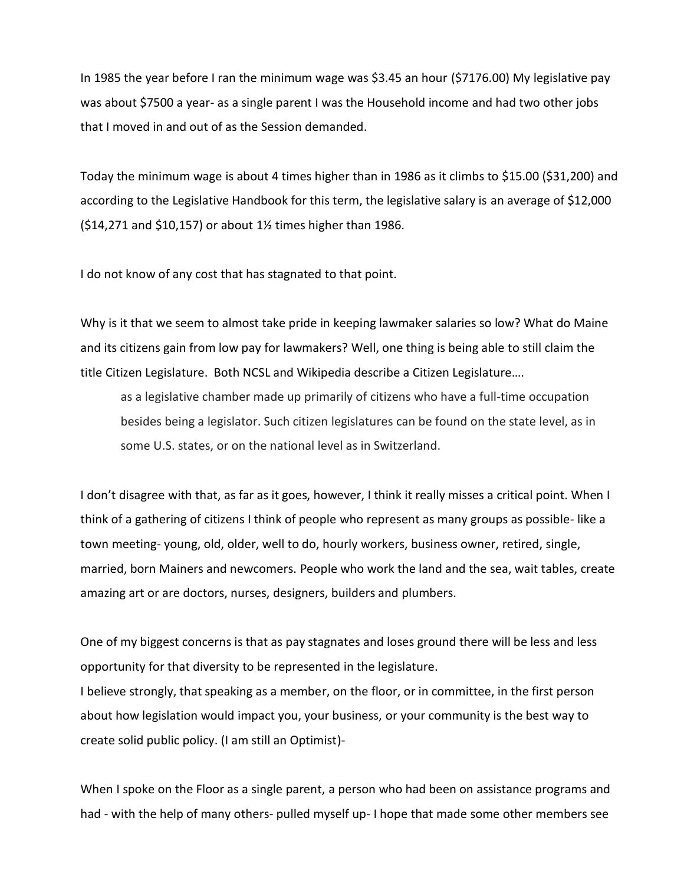In 1985 the year before I ran the minimum wage was $3.45 an hour ($7176.00) My legislative pay was about $7500 a year- as a single parent I was the Household income and had two other jobs that I moved in and out of as the Session demanded.

Today the minimum wage is about 4 times higher than in 1986 as it climbs to $15.00 ($31,200) and according to the Legislative Handbook for this term, the legislative salary is an average of $12,000 ($14,271 and $10,157) or about 1½ times higher than 1986.

I do not know of any cost that has stagnated to that point.

Why is it that we seem to almost take pride in keeping lawmaker salaries so low? What do Maine and its citizens gain from low pay for lawmakers? Well, one thing is being able to still claim the title Citizen Legislature. Both NCSL and Wikipedia describe a Citizen Legislature….

> as a legislative chamber made up primarily of citizens who have a full-time occupation besides being a legislator. Such citizen legislatures can be found on the state level, as in some U.S. states, or on the national level as in Switzerland.

I don't disagree with that, as far as it goes, however, I think it really misses a critical point. When I think of a gathering of citizens I think of people who represent as many groups as possible- like a town meeting- young, old, older, well to do, hourly workers, business owner, retired, single, married, born Mainers and newcomers. People who work the land and the sea, wait tables, create amazing art or are doctors, nurses, designers, builders and plumbers.

One of my biggest concerns is that as pay stagnates and loses ground there will be less and less opportunity for that diversity to be represented in the legislature.
I believe strongly, that speaking as a member, on the floor, or in committee, in the first person about how legislation would impact you, your business, or your community is the best way to create solid public policy. (I am still an Optimist)-

When I spoke on the Floor as a single parent, a person who had been on assistance programs and had - with the help of many others- pulled myself up- I hope that made some other members see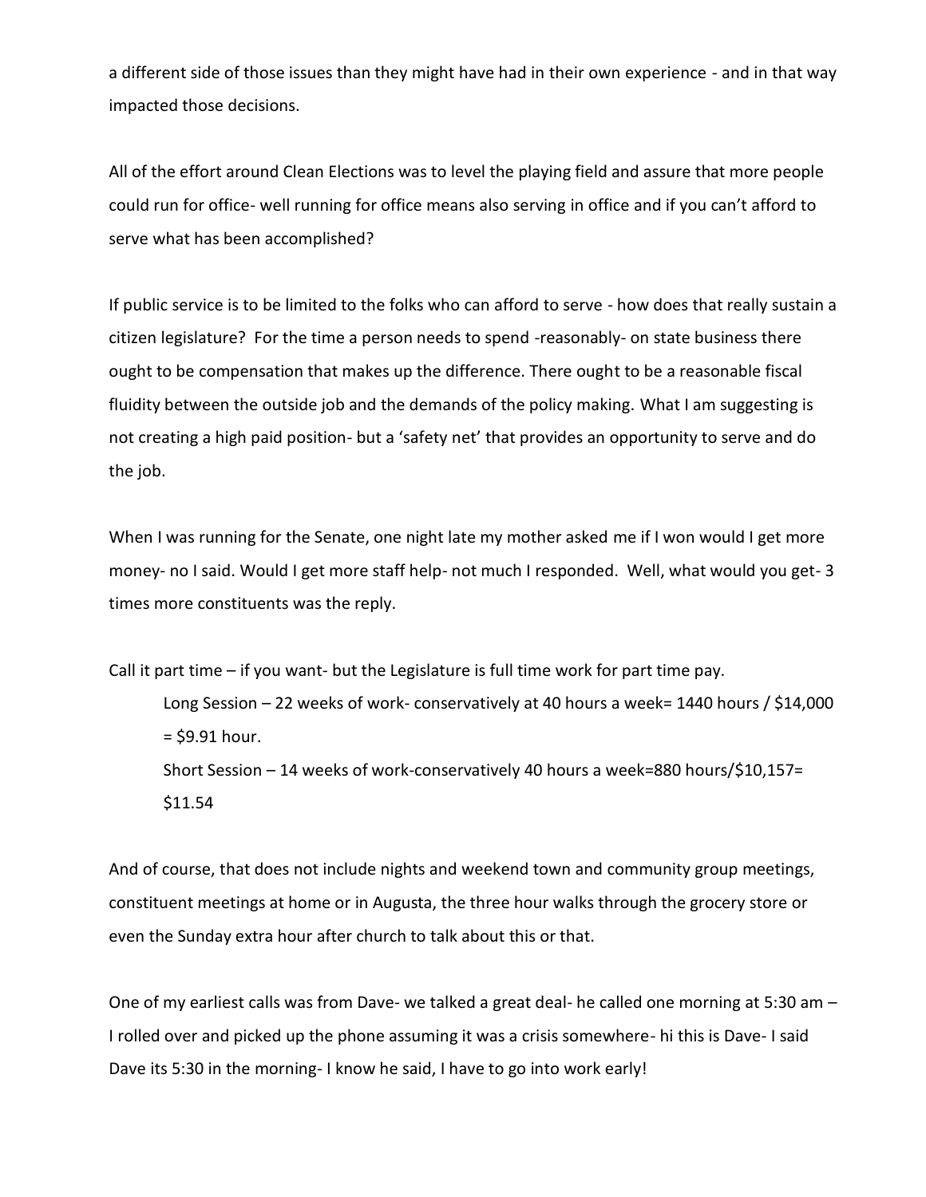a different side of those issues than they might have had in their own experience - and in that way impacted those decisions.

All of the effort around Clean Elections was to level the playing field and assure that more people could run for office- well running for office means also serving in office and if you can't afford to serve what has been accomplished?

If public service is to be limited to the folks who can afford to serve - how does that really sustain a citizen legislature? For the time a person needs to spend -reasonably- on state business there ought to be compensation that makes up the difference. There ought to be a reasonable fiscal fluidity between the outside job and the demands of the policy making. What I am suggesting is not creating a high paid position- but a 'safety net' that provides an opportunity to serve and do the job.

When I was running for the Senate, one night late my mother asked me if I won would I get more money- no I said. Would I get more staff help- not much I responded. Well, what would you get- 3 times more constituents was the reply.

Call it part time – if you want- but the Legislature is full time work for part time pay.

> Long Session – 22 weeks of work- conservatively at 40 hours a week= 1440 hours / $14,000 = $9.91 hour.
>
> Short Session – 14 weeks of work-conservatively 40 hours a week=880 hours/$10,157= $11.54

And of course, that does not include nights and weekend town and community group meetings, constituent meetings at home or in Augusta, the three hour walks through the grocery store or even the Sunday extra hour after church to talk about this or that.

One of my earliest calls was from Dave- we talked a great deal- he called one morning at 5:30 am – I rolled over and picked up the phone assuming it was a crisis somewhere- hi this is Dave- I said Dave its 5:30 in the morning- I know he said, I have to go into work early!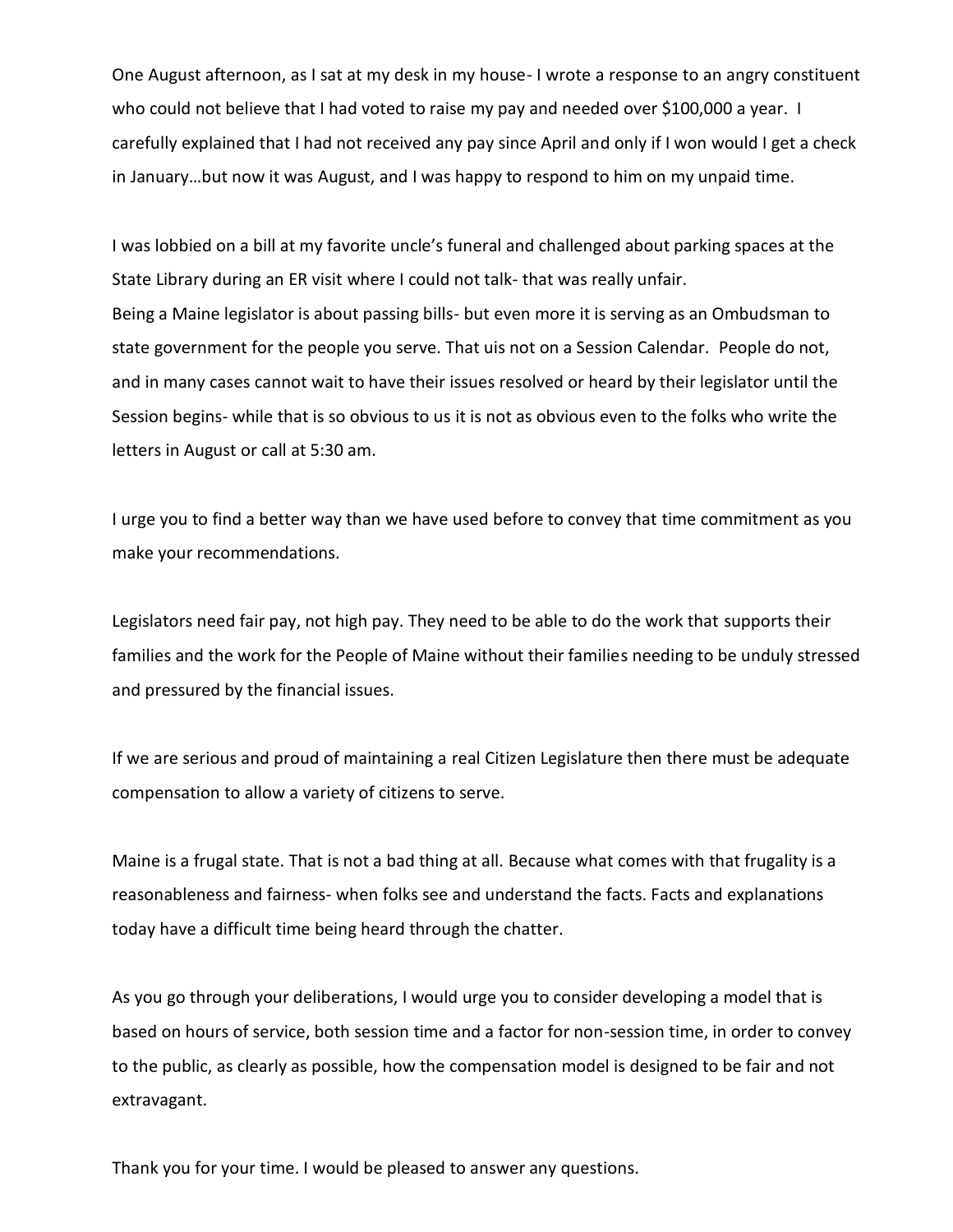One August afternoon, as I sat at my desk in my house- I wrote a response to an angry constituent who could not believe that I had voted to raise my pay and needed over $100,000 a year. I carefully explained that I had not received any pay since April and only if I won would I get a check in January…but now it was August, and I was happy to respond to him on my unpaid time.

I was lobbied on a bill at my favorite uncle's funeral and challenged about parking spaces at the State Library during an ER visit where I could not talk- that was really unfair.
Being a Maine legislator is about passing bills- but even more it is serving as an Ombudsman to state government for the people you serve. That uis not on a Session Calendar. People do not, and in many cases cannot wait to have their issues resolved or heard by their legislator until the Session begins- while that is so obvious to us it is not as obvious even to the folks who write the letters in August or call at 5:30 am.

I urge you to find a better way than we have used before to convey that time commitment as you make your recommendations.

Legislators need fair pay, not high pay. They need to be able to do the work that supports their families and the work for the People of Maine without their families needing to be unduly stressed and pressured by the financial issues.

If we are serious and proud of maintaining a real Citizen Legislature then there must be adequate compensation to allow a variety of citizens to serve.

Maine is a frugal state. That is not a bad thing at all. Because what comes with that frugality is a reasonableness and fairness- when folks see and understand the facts. Facts and explanations today have a difficult time being heard through the chatter.

As you go through your deliberations, I would urge you to consider developing a model that is based on hours of service, both session time and a factor for non-session time, in order to convey to the public, as clearly as possible, how the compensation model is designed to be fair and not extravagant.

Thank you for your time. I would be pleased to answer any questions.